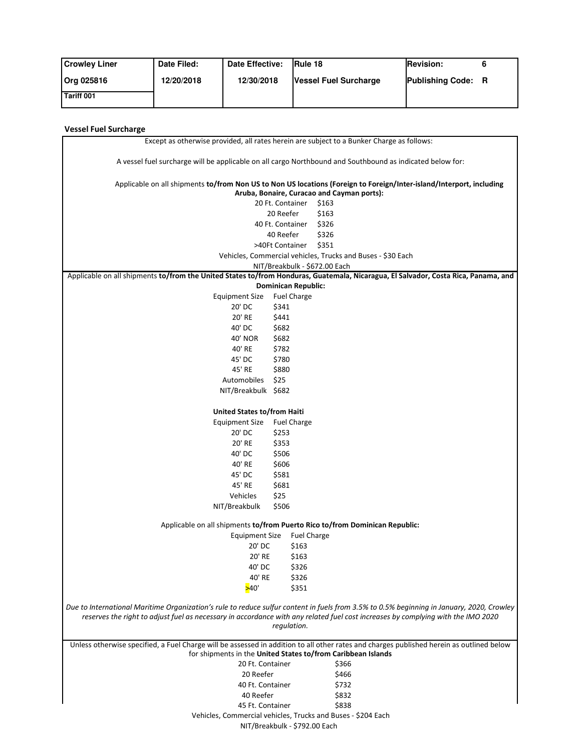| Crowley Liner | Date Filed: | Date Effective: | Rule 18 | Revision: 6 |
|---|---|---|---|---|
| Org 025816 | 12/20/2018 | 12/30/2018 | Vessel Fuel Surcharge | Publishing Code: R |
| Tariff 001 | | | | |

## Vessel Fuel Surcharge

Except as otherwise provided, all rates herein are subject to a Bunker Charge as follows:

A vessel fuel surcharge will be applicable on all cargo Northbound and Southbound as indicated below for:

Applicable on all shipments **to/from Non US to Non US locations (Foreign to Foreign/Inter-island/Interport, including Aruba, Bonaire, Curacao and Cayman ports):**

| | |
|---|---|
| 20 Ft. Container | $163 |
| 20 Reefer | $163 |
| 40 Ft. Container | $326 |
| 40 Reefer | $326 |
| >40Ft Container | $351 |

Vehicles, Commercial vehicles, Trucks and Buses - $30 Each

NIT/Breakbulk - $672.00 Each

Applicable on all shipments **to/from the United States to/from Honduras, Guatemala, Nicaragua, El Salvador, Costa Rica, Panama, and Dominican Republic:**

| Equipment Size | Fuel Charge |
|---|---|
| 20' DC | $341 |
| 20' RE | $441 |
| 40' DC | $682 |
| 40' NOR | $682 |
| 40' RE | $782 |
| 45' DC | $780 |
| 45' RE | $880 |
| Automobiles | $25 |
| NIT/Breakbulk | $682 |

**United States to/from Haiti**

| Equipment Size | Fuel Charge |
|---|---|
| 20' DC | $253 |
| 20' RE | $353 |
| 40' DC | $506 |
| 40' RE | $606 |
| 45' DC | $581 |
| 45' RE | $681 |
| Vehicles | $25 |
| NIT/Breakbulk | $506 |

Applicable on all shipments **to/from Puerto Rico to/from Dominican Republic:**

| Equipment Size | Fuel Charge |
|---|---|
| 20' DC | $163 |
| 20' RE | $163 |
| 40' DC | $326 |
| 40' RE | $326 |
| >40' | $351 |

*Due to International Maritime Organization's rule to reduce sulfur content in fuels from 3.5% to 0.5% beginning in January, 2020, Crowley reserves the right to adjust fuel as necessary in accordance with any related fuel cost increases by complying with the IMO 2020 regulation.*

Unless otherwise specified, a Fuel Charge will be assessed in addition to all other rates and charges published herein as outlined below for shipments in the **United States to/from Caribbean Islands**

| | |
|---|---|
| 20 Ft. Container | $366 |
| 20 Reefer | $466 |
| 40 Ft. Container | $732 |
| 40 Reefer | $832 |
| 45 Ft. Container | $838 |

Vehicles, Commercial vehicles, Trucks and Buses - $204 Each

NIT/Breakbulk - $792.00 Each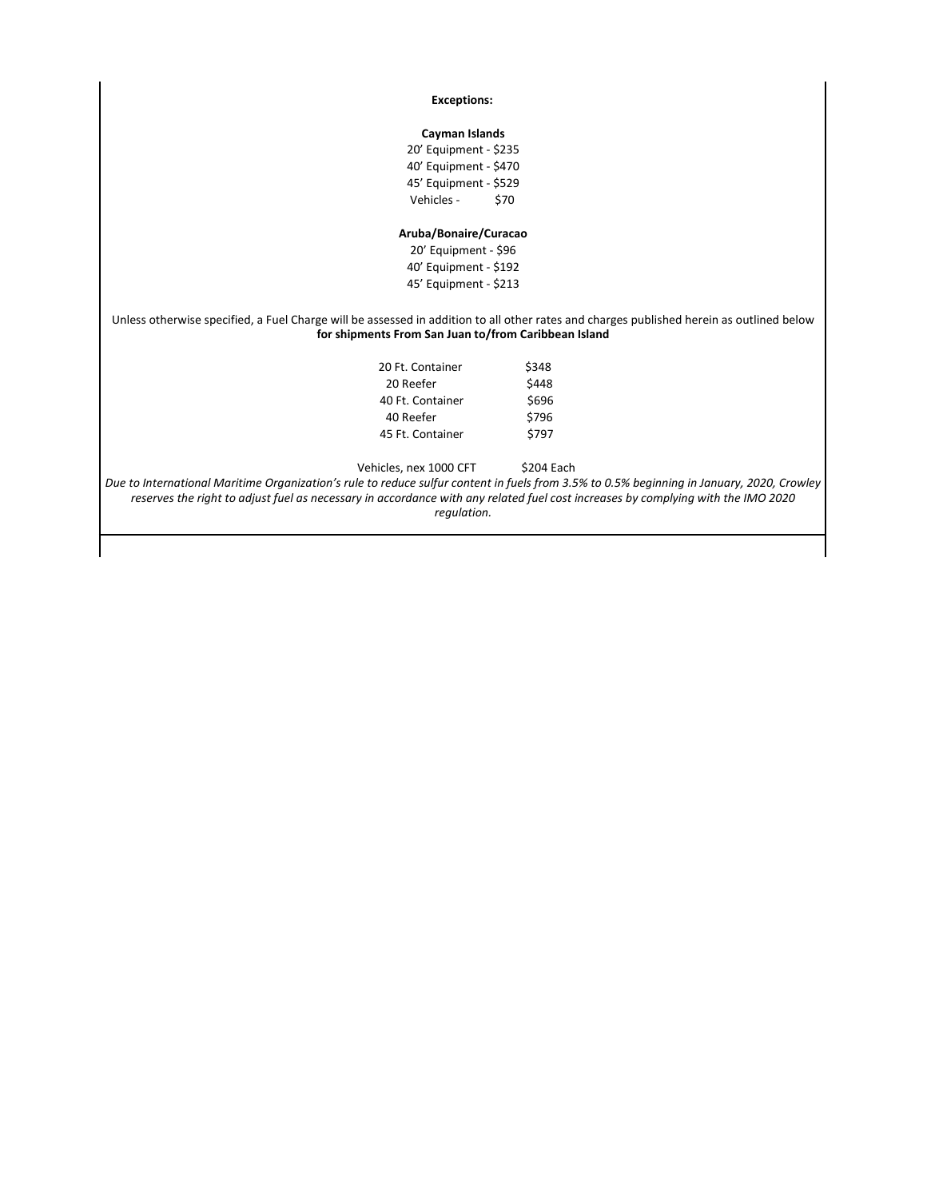**Exceptions:**

**Cayman Islands**

20’ Equipment - $235
40’ Equipment - $470
45’ Equipment - $529
Vehicles - $70

**Aruba/Bonaire/Curacao**

20’ Equipment - $96
40’ Equipment - $192
45’ Equipment - $213

Unless otherwise specified, a Fuel Charge will be assessed in addition to all other rates and charges published herein as outlined below **for shipments From San Juan to/from Caribbean Island**

| | |
|---|---|
| 20 Ft. Container | $348 |
| 20 Reefer | $448 |
| 40 Ft. Container | $696 |
| 40 Reefer | $796 |
| 45 Ft. Container | $797 |
| Vehicles, nex 1000 CFT | $204 Each |

*Due to International Maritime Organization’s rule to reduce sulfur content in fuels from 3.5% to 0.5% beginning in January, 2020, Crowley reserves the right to adjust fuel as necessary in accordance with any related fuel cost increases by complying with the IMO 2020 regulation.*